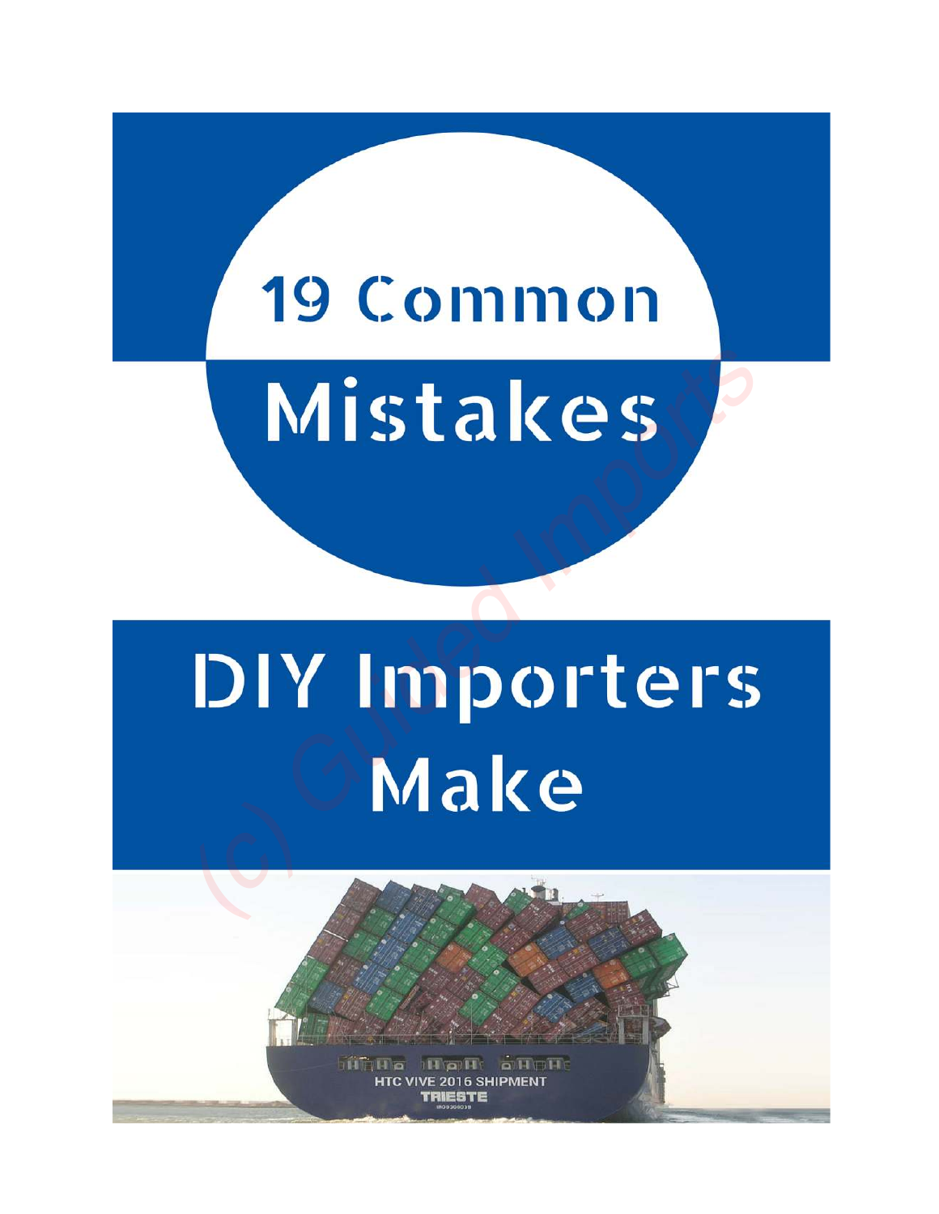# 19 Common Mistakes DIY Importers Make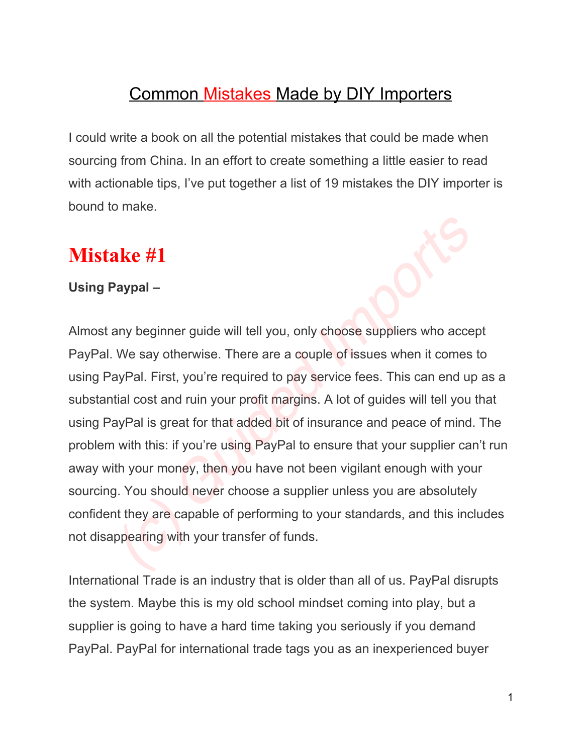# Common Mistakes Made by DIY Importers

I could write a book on all the potential mistakes that could be made when sourcing from China. In an effort to create something a little easier to read with actionable tips, I've put together a list of 19 mistakes the DIY importer is bound to make.

## Mistake #1

**Using Paypal –**

Almost any beginner guide will tell you, only choose suppliers who accept PayPal. We say otherwise. There are a couple of issues when it comes to using PayPal. First, you're required to pay service fees. This can end up as a substantial cost and ruin your profit margins. A lot of guides will tell you that using PayPal is great for that added bit of insurance and peace of mind. The problem with this: if you're using PayPal to ensure that your supplier can't run away with your money, then you have not been vigilant enough with your sourcing. You should never choose a supplier unless you are absolutely confident they are capable of performing to your standards, and this includes not disappearing with your transfer of funds.

International Trade is an industry that is older than all of us. PayPal disrupts the system. Maybe this is my old school mindset coming into play, but a supplier is going to have a hard time taking you seriously if you demand PayPal. PayPal for international trade tags you as an inexperienced buyer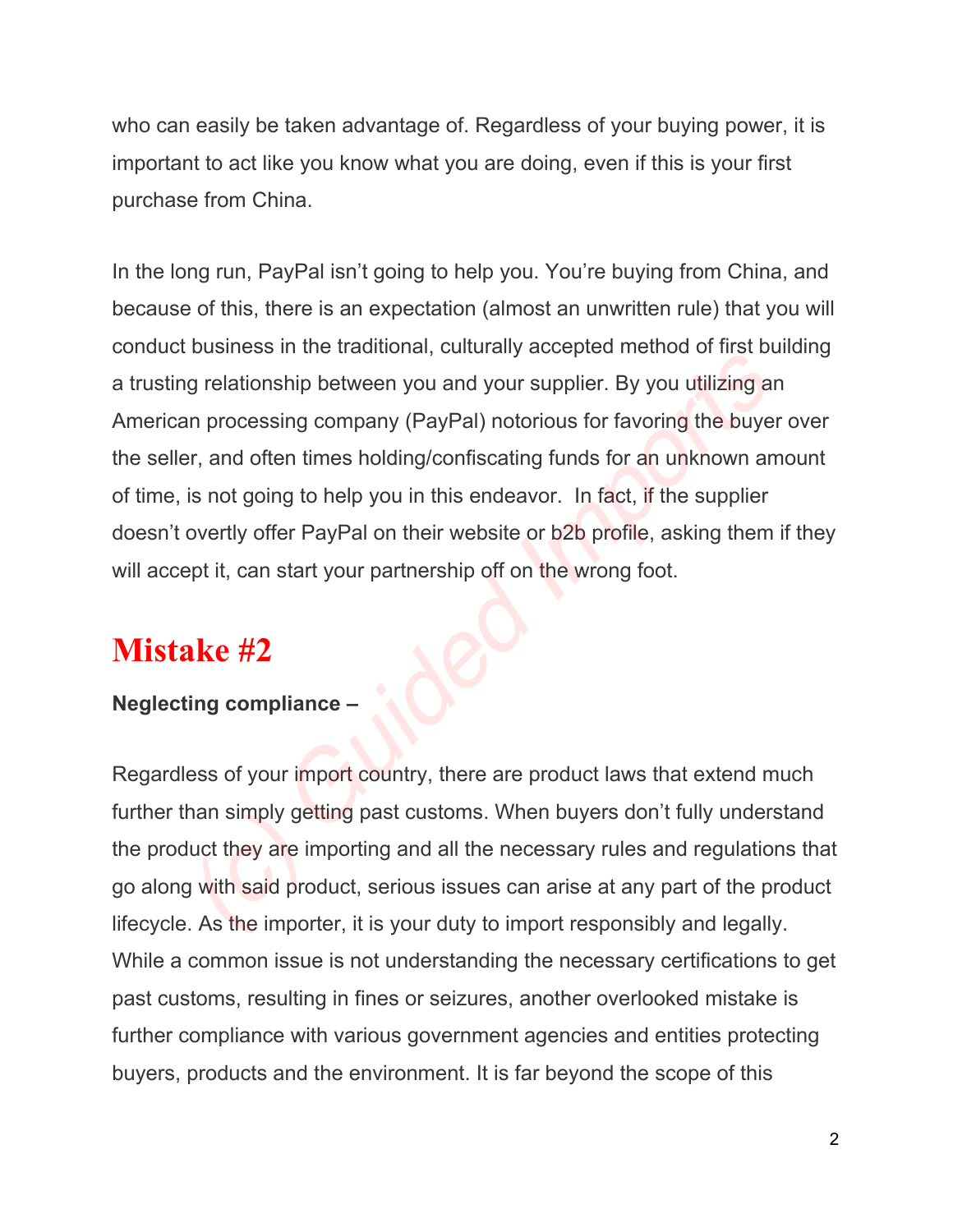who can easily be taken advantage of. Regardless of your buying power, it is important to act like you know what you are doing, even if this is your first purchase from China.

In the long run, PayPal isn't going to help you. You're buying from China, and because of this, there is an expectation (almost an unwritten rule) that you will conduct business in the traditional, culturally accepted method of first building a trusting relationship between you and your supplier. By you utilizing an American processing company (PayPal) notorious for favoring the buyer over the seller, and often times holding/confiscating funds for an unknown amount of time, is not going to help you in this endeavor. In fact, if the supplier doesn't overtly offer PayPal on their website or b2b profile, asking them if they will accept it, can start your partnership off on the wrong foot.

## Mistake #2

**Neglecting compliance –**

Regardless of your import country, there are product laws that extend much further than simply getting past customs. When buyers don't fully understand the product they are importing and all the necessary rules and regulations that go along with said product, serious issues can arise at any part of the product lifecycle. As the importer, it is your duty to import responsibly and legally. While a common issue is not understanding the necessary certifications to get past customs, resulting in fines or seizures, another overlooked mistake is further compliance with various government agencies and entities protecting buyers, products and the environment. It is far beyond the scope of this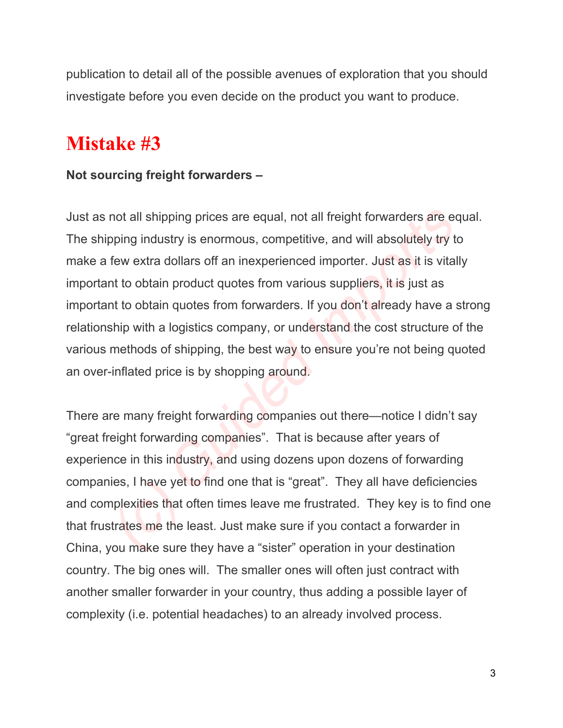publication to detail all of the possible avenues of exploration that you should investigate before you even decide on the product you want to produce.

## Mistake #3

**Not sourcing freight forwarders –**

Just as not all shipping prices are equal, not all freight forwarders are equal. The shipping industry is enormous, competitive, and will absolutely try to make a few extra dollars off an inexperienced importer. Just as it is vitally important to obtain product quotes from various suppliers, it is just as important to obtain quotes from forwarders. If you don't already have a strong relationship with a logistics company, or understand the cost structure of the various methods of shipping, the best way to ensure you're not being quoted an over-inflated price is by shopping around.

There are many freight forwarding companies out there—notice I didn't say "great freight forwarding companies". That is because after years of experience in this industry, and using dozens upon dozens of forwarding companies, I have yet to find one that is "great". They all have deficiencies and complexities that often times leave me frustrated. They key is to find one that frustrates me the least. Just make sure if you contact a forwarder in China, you make sure they have a "sister" operation in your destination country. The big ones will. The smaller ones will often just contract with another smaller forwarder in your country, thus adding a possible layer of complexity (i.e. potential headaches) to an already involved process.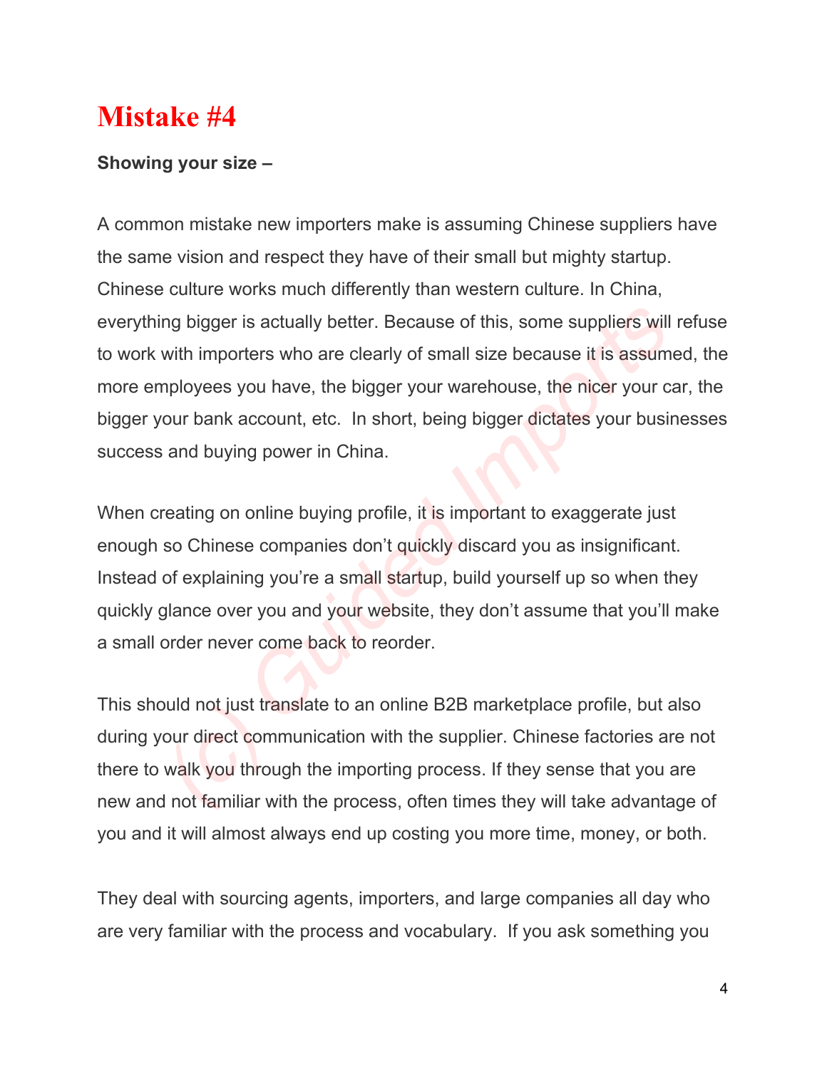# Mistake #4

**Showing your size –**

A common mistake new importers make is assuming Chinese suppliers have the same vision and respect they have of their small but mighty startup. Chinese culture works much differently than western culture. In China, everything bigger is actually better. Because of this, some suppliers will refuse to work with importers who are clearly of small size because it is assumed, the more employees you have, the bigger your warehouse, the nicer your car, the bigger your bank account, etc. In short, being bigger dictates your businesses success and buying power in China.

When creating on online buying profile, it is important to exaggerate just enough so Chinese companies don't quickly discard you as insignificant. Instead of explaining you're a small startup, build yourself up so when they quickly glance over you and your website, they don't assume that you'll make a small order never come back to reorder.

This should not just translate to an online B2B marketplace profile, but also during your direct communication with the supplier. Chinese factories are not there to walk you through the importing process. If they sense that you are new and not familiar with the process, often times they will take advantage of you and it will almost always end up costing you more time, money, or both.

They deal with sourcing agents, importers, and large companies all day who are very familiar with the process and vocabulary. If you ask something you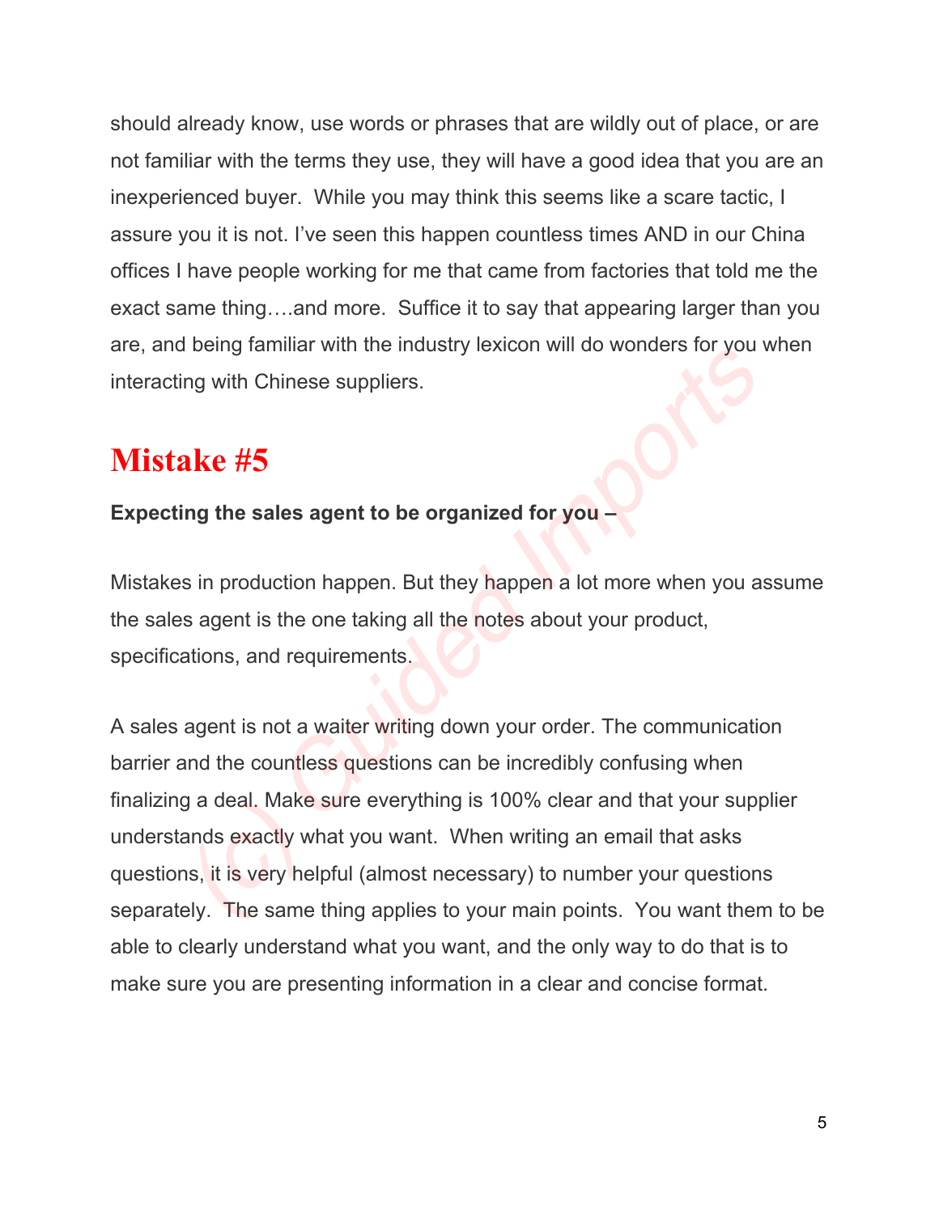should already know, use words or phrases that are wildly out of place, or are not familiar with the terms they use, they will have a good idea that you are an inexperienced buyer. While you may think this seems like a scare tactic, I assure you it is not. I've seen this happen countless times AND in our China offices I have people working for me that came from factories that told me the exact same thing….and more. Suffice it to say that appearing larger than you are, and being familiar with the industry lexicon will do wonders for you when interacting with Chinese suppliers.

## Mistake #5

**Expecting the sales agent to be organized for you –**

Mistakes in production happen. But they happen a lot more when you assume the sales agent is the one taking all the notes about your product, specifications, and requirements.

A sales agent is not a waiter writing down your order. The communication barrier and the countless questions can be incredibly confusing when finalizing a deal. Make sure everything is 100% clear and that your supplier understands exactly what you want. When writing an email that asks questions, it is very helpful (almost necessary) to number your questions separately. The same thing applies to your main points. You want them to be able to clearly understand what you want, and the only way to do that is to make sure you are presenting information in a clear and concise format.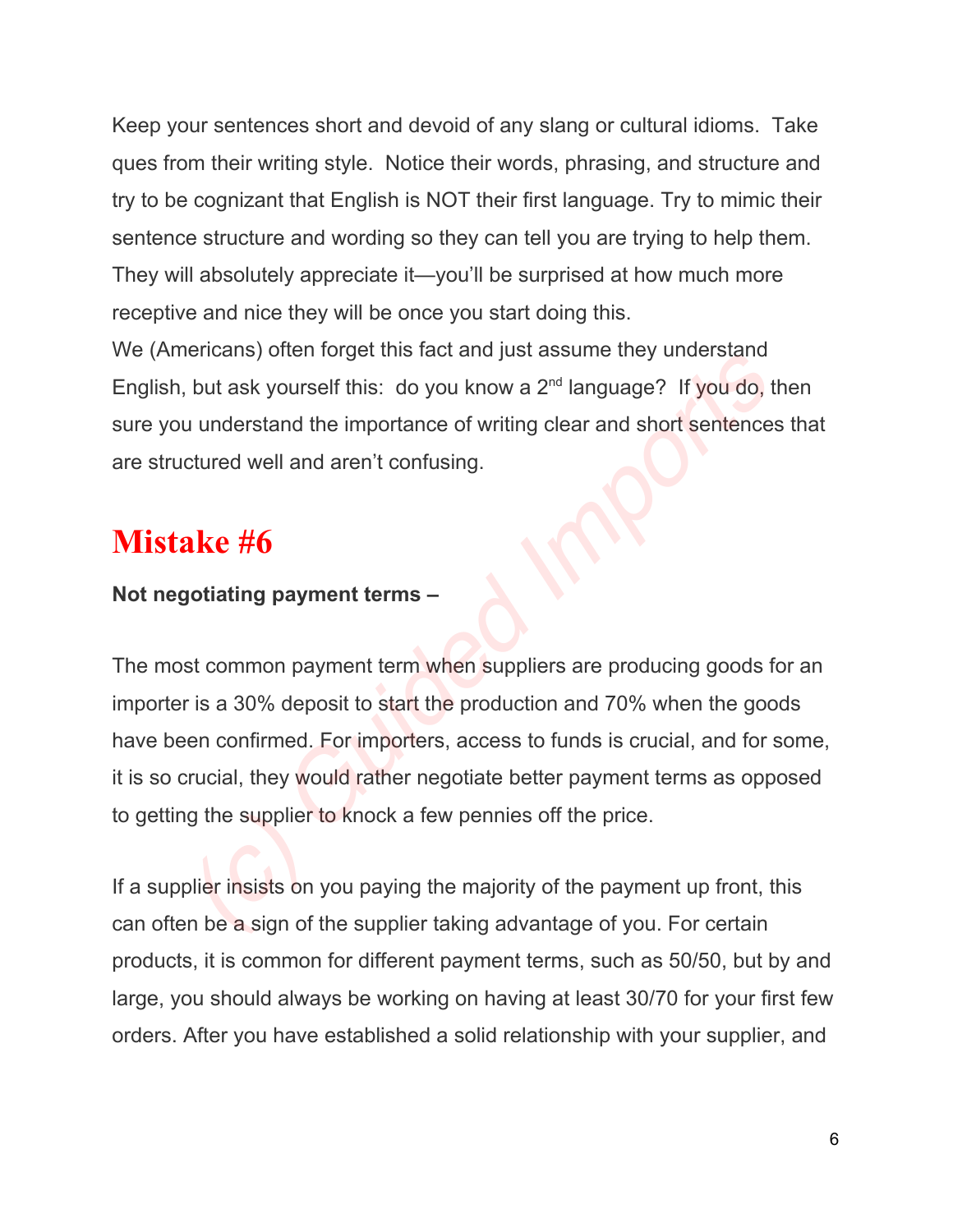Keep your sentences short and devoid of any slang or cultural idioms. Take ques from their writing style. Notice their words, phrasing, and structure and try to be cognizant that English is NOT their first language. Try to mimic their sentence structure and wording so they can tell you are trying to help them. They will absolutely appreciate it—you'll be surprised at how much more receptive and nice they will be once you start doing this.
We (Americans) often forget this fact and just assume they understand English, but ask yourself this: do you know a 2nd language? If you do, then sure you understand the importance of writing clear and short sentences that are structured well and aren't confusing.

# Mistake #6

**Not negotiating payment terms –**

The most common payment term when suppliers are producing goods for an importer is a 30% deposit to start the production and 70% when the goods have been confirmed. For importers, access to funds is crucial, and for some, it is so crucial, they would rather negotiate better payment terms as opposed to getting the supplier to knock a few pennies off the price.

If a supplier insists on you paying the majority of the payment up front, this can often be a sign of the supplier taking advantage of you. For certain products, it is common for different payment terms, such as 50/50, but by and large, you should always be working on having at least 30/70 for your first few orders. After you have established a solid relationship with your supplier, and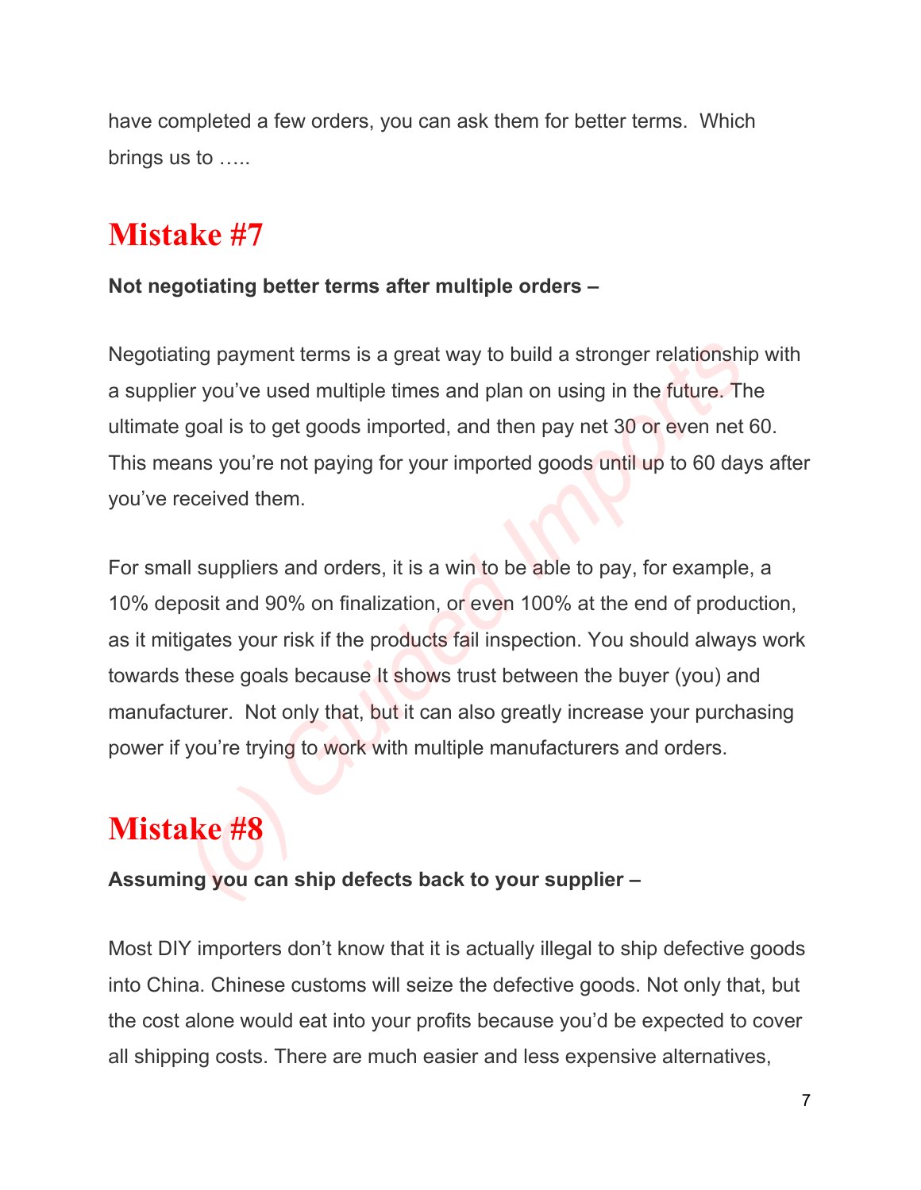have completed a few orders, you can ask them for better terms. Which brings us to …..

# Mistake #7

**Not negotiating better terms after multiple orders –**

Negotiating payment terms is a great way to build a stronger relationship with a supplier you've used multiple times and plan on using in the future. The ultimate goal is to get goods imported, and then pay net 30 or even net 60. This means you're not paying for your imported goods until up to 60 days after you've received them.

For small suppliers and orders, it is a win to be able to pay, for example, a 10% deposit and 90% on finalization, or even 100% at the end of production, as it mitigates your risk if the products fail inspection. You should always work towards these goals because It shows trust between the buyer (you) and manufacturer. Not only that, but it can also greatly increase your purchasing power if you're trying to work with multiple manufacturers and orders.

# Mistake #8

**Assuming you can ship defects back to your supplier –**

Most DIY importers don't know that it is actually illegal to ship defective goods into China. Chinese customs will seize the defective goods. Not only that, but the cost alone would eat into your profits because you'd be expected to cover all shipping costs. There are much easier and less expensive alternatives,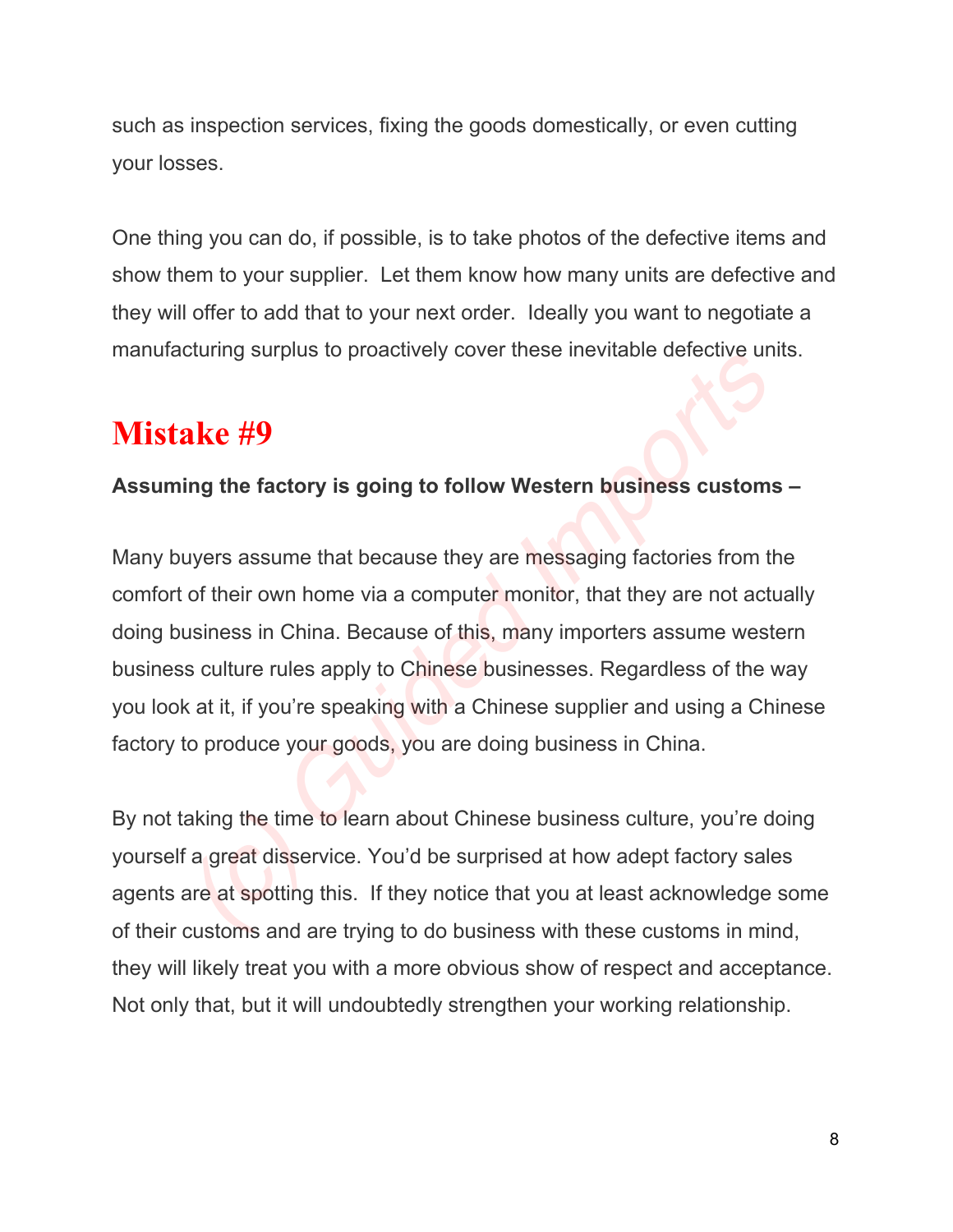such as inspection services, fixing the goods domestically, or even cutting your losses.

One thing you can do, if possible, is to take photos of the defective items and show them to your supplier. Let them know how many units are defective and they will offer to add that to your next order. Ideally you want to negotiate a manufacturing surplus to proactively cover these inevitable defective units.

# Mistake #9

**Assuming the factory is going to follow Western business customs –**

Many buyers assume that because they are messaging factories from the comfort of their own home via a computer monitor, that they are not actually doing business in China. Because of this, many importers assume western business culture rules apply to Chinese businesses. Regardless of the way you look at it, if you're speaking with a Chinese supplier and using a Chinese factory to produce your goods, you are doing business in China.

By not taking the time to learn about Chinese business culture, you're doing yourself a great disservice. You'd be surprised at how adept factory sales agents are at spotting this. If they notice that you at least acknowledge some of their customs and are trying to do business with these customs in mind, they will likely treat you with a more obvious show of respect and acceptance. Not only that, but it will undoubtedly strengthen your working relationship.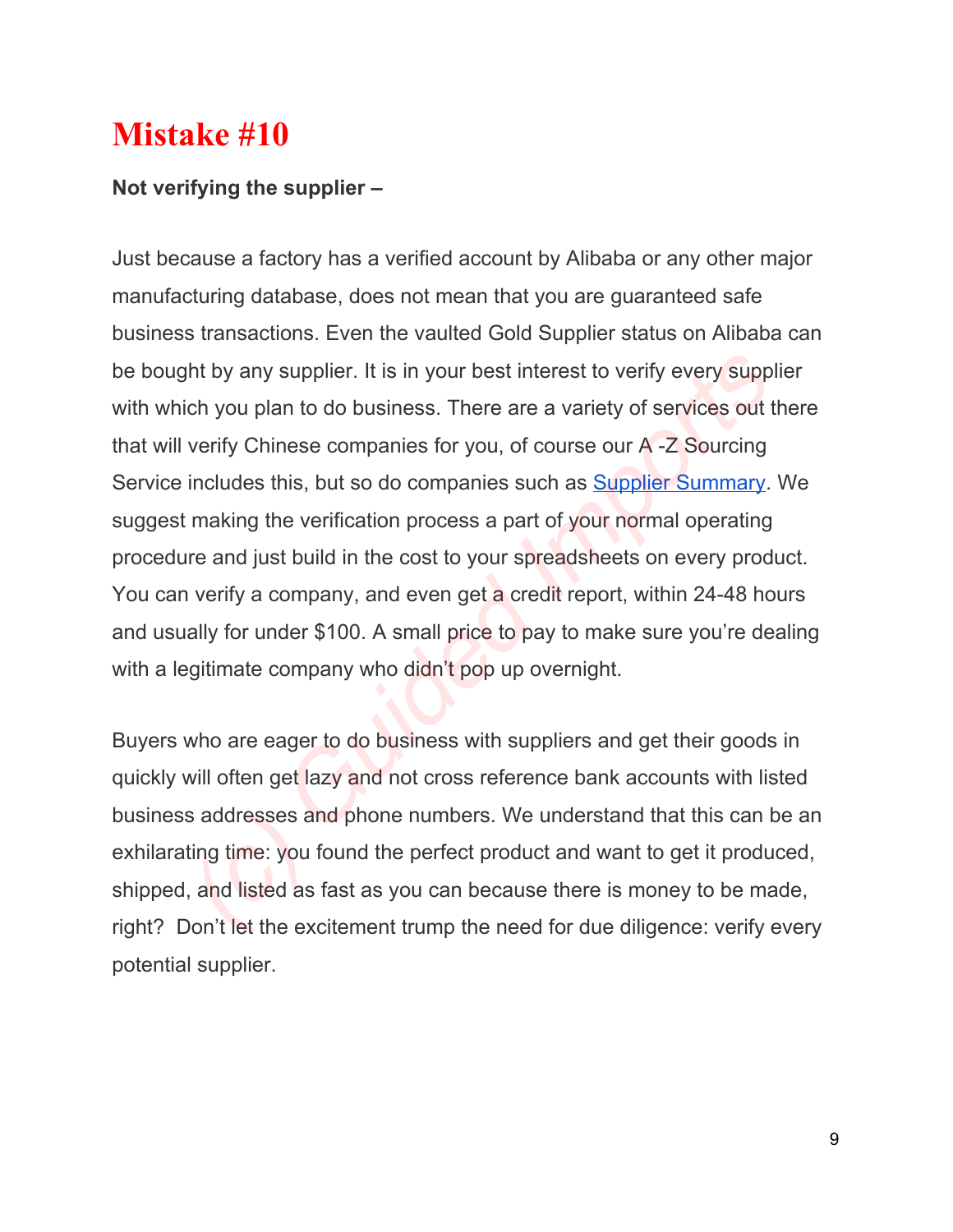# Mistake #10

**Not verifying the supplier –**

Just because a factory has a verified account by Alibaba or any other major manufacturing database, does not mean that you are guaranteed safe business transactions. Even the vaulted Gold Supplier status on Alibaba can be bought by any supplier. It is in your best interest to verify every supplier with which you plan to do business. There are a variety of services out there that will verify Chinese companies for you, of course our A -Z Sourcing Service includes this, but so do companies such as Supplier Summary. We suggest making the verification process a part of your normal operating procedure and just build in the cost to your spreadsheets on every product. You can verify a company, and even get a credit report, within 24-48 hours and usually for under $100. A small price to pay to make sure you're dealing with a legitimate company who didn't pop up overnight.

Buyers who are eager to do business with suppliers and get their goods in quickly will often get lazy and not cross reference bank accounts with listed business addresses and phone numbers. We understand that this can be an exhilarating time: you found the perfect product and want to get it produced, shipped, and listed as fast as you can because there is money to be made, right?  Don't let the excitement trump the need for due diligence: verify every potential supplier.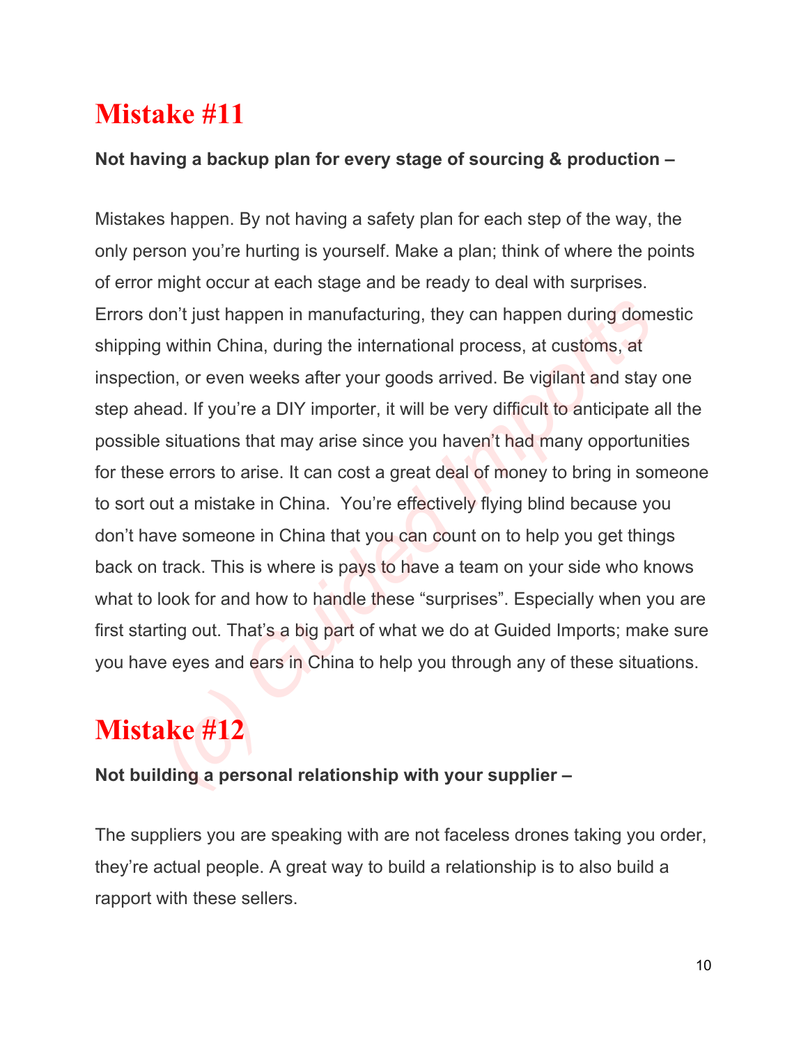# Mistake #11

**Not having a backup plan for every stage of sourcing & production –**

Mistakes happen. By not having a safety plan for each step of the way, the only person you're hurting is yourself. Make a plan; think of where the points of error might occur at each stage and be ready to deal with surprises. Errors don't just happen in manufacturing, they can happen during domestic shipping within China, during the international process, at customs, at inspection, or even weeks after your goods arrived. Be vigilant and stay one step ahead. If you're a DIY importer, it will be very difficult to anticipate all the possible situations that may arise since you haven't had many opportunities for these errors to arise. It can cost a great deal of money to bring in someone to sort out a mistake in China. You're effectively flying blind because you don't have someone in China that you can count on to help you get things back on track. This is where is pays to have a team on your side who knows what to look for and how to handle these "surprises". Especially when you are first starting out. That's a big part of what we do at Guided Imports; make sure you have eyes and ears in China to help you through any of these situations.

# Mistake #12

**Not building a personal relationship with your supplier –**

The suppliers you are speaking with are not faceless drones taking you order, they're actual people. A great way to build a relationship is to also build a rapport with these sellers.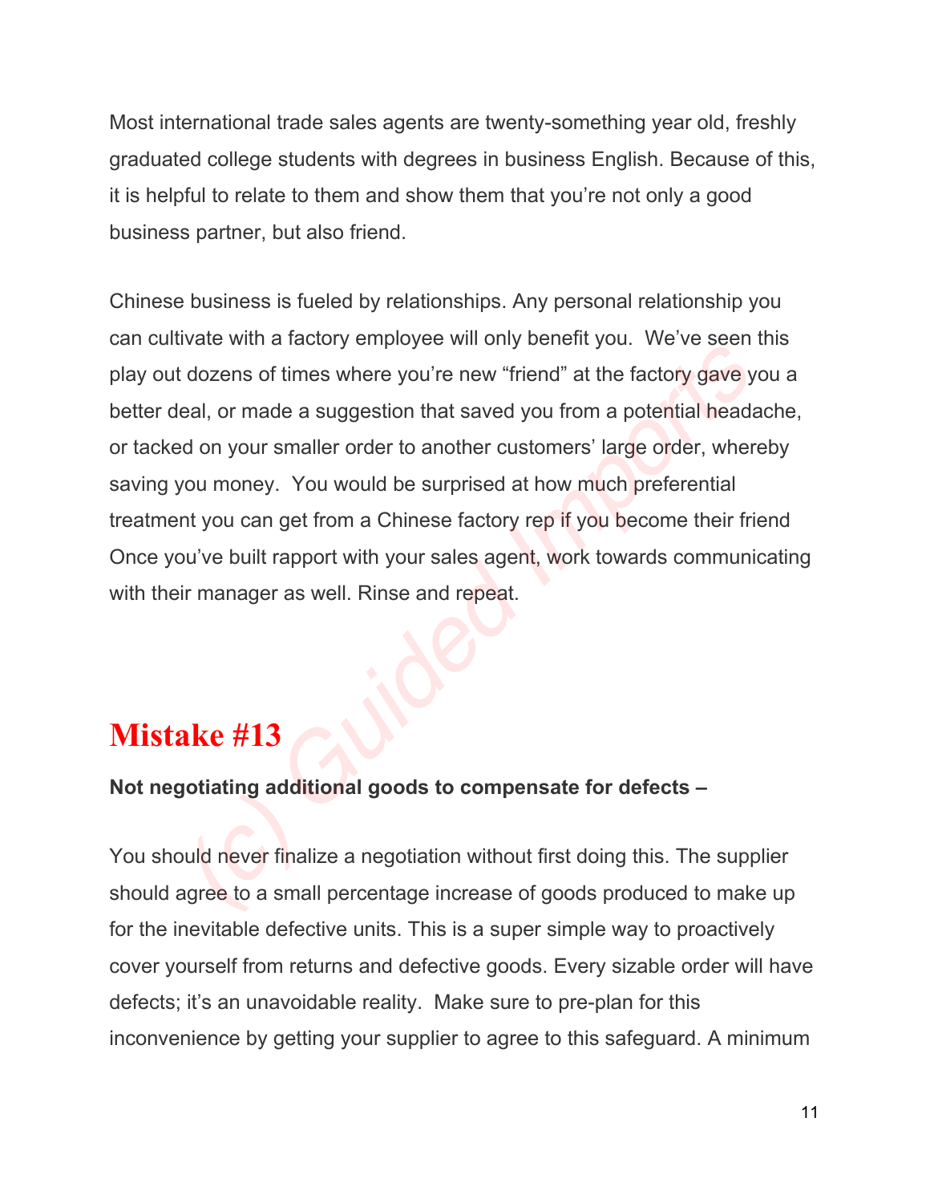Most international trade sales agents are twenty-something year old, freshly graduated college students with degrees in business English. Because of this, it is helpful to relate to them and show them that you're not only a good business partner, but also friend.

Chinese business is fueled by relationships. Any personal relationship you can cultivate with a factory employee will only benefit you. We've seen this play out dozens of times where you're new "friend" at the factory gave you a better deal, or made a suggestion that saved you from a potential headache, or tacked on your smaller order to another customers' large order, whereby saving you money. You would be surprised at how much preferential treatment you can get from a Chinese factory rep if you become their friend Once you've built rapport with your sales agent, work towards communicating with their manager as well. Rinse and repeat.

# Mistake #13

**Not negotiating additional goods to compensate for defects –**

You should never finalize a negotiation without first doing this. The supplier should agree to a small percentage increase of goods produced to make up for the inevitable defective units. This is a super simple way to proactively cover yourself from returns and defective goods. Every sizable order will have defects; it's an unavoidable reality. Make sure to pre-plan for this inconvenience by getting your supplier to agree to this safeguard. A minimum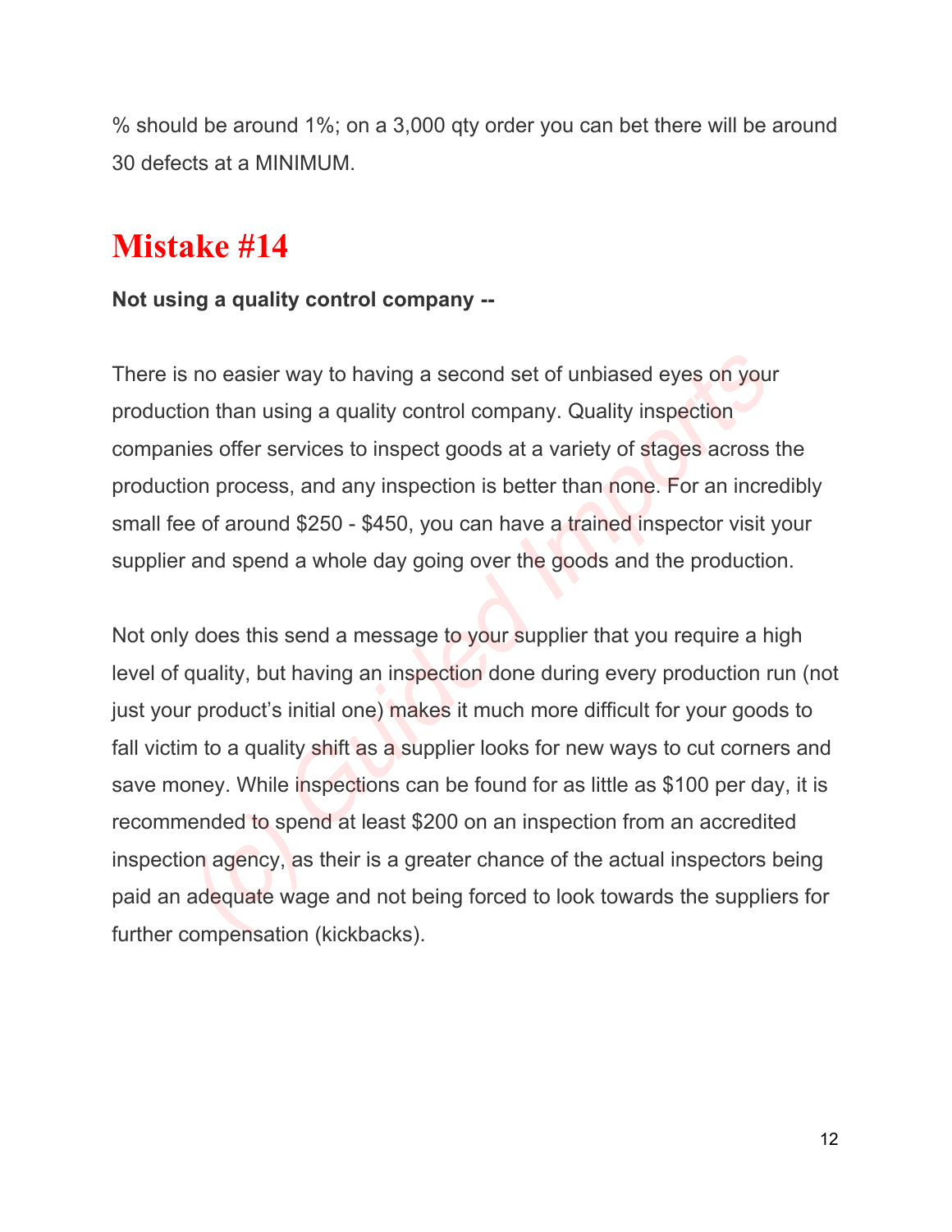% should be around 1%; on a 3,000 qty order you can bet there will be around 30 defects at a MINIMUM.

## Mistake #14

**Not using a quality control company --**

There is no easier way to having a second set of unbiased eyes on your production than using a quality control company. Quality inspection companies offer services to inspect goods at a variety of stages across the production process, and any inspection is better than none. For an incredibly small fee of around $250 - $450, you can have a trained inspector visit your supplier and spend a whole day going over the goods and the production.

Not only does this send a message to your supplier that you require a high level of quality, but having an inspection done during every production run (not just your product's initial one) makes it much more difficult for your goods to fall victim to a quality shift as a supplier looks for new ways to cut corners and save money. While inspections can be found for as little as $100 per day, it is recommended to spend at least $200 on an inspection from an accredited inspection agency, as their is a greater chance of the actual inspectors being paid an adequate wage and not being forced to look towards the suppliers for further compensation (kickbacks).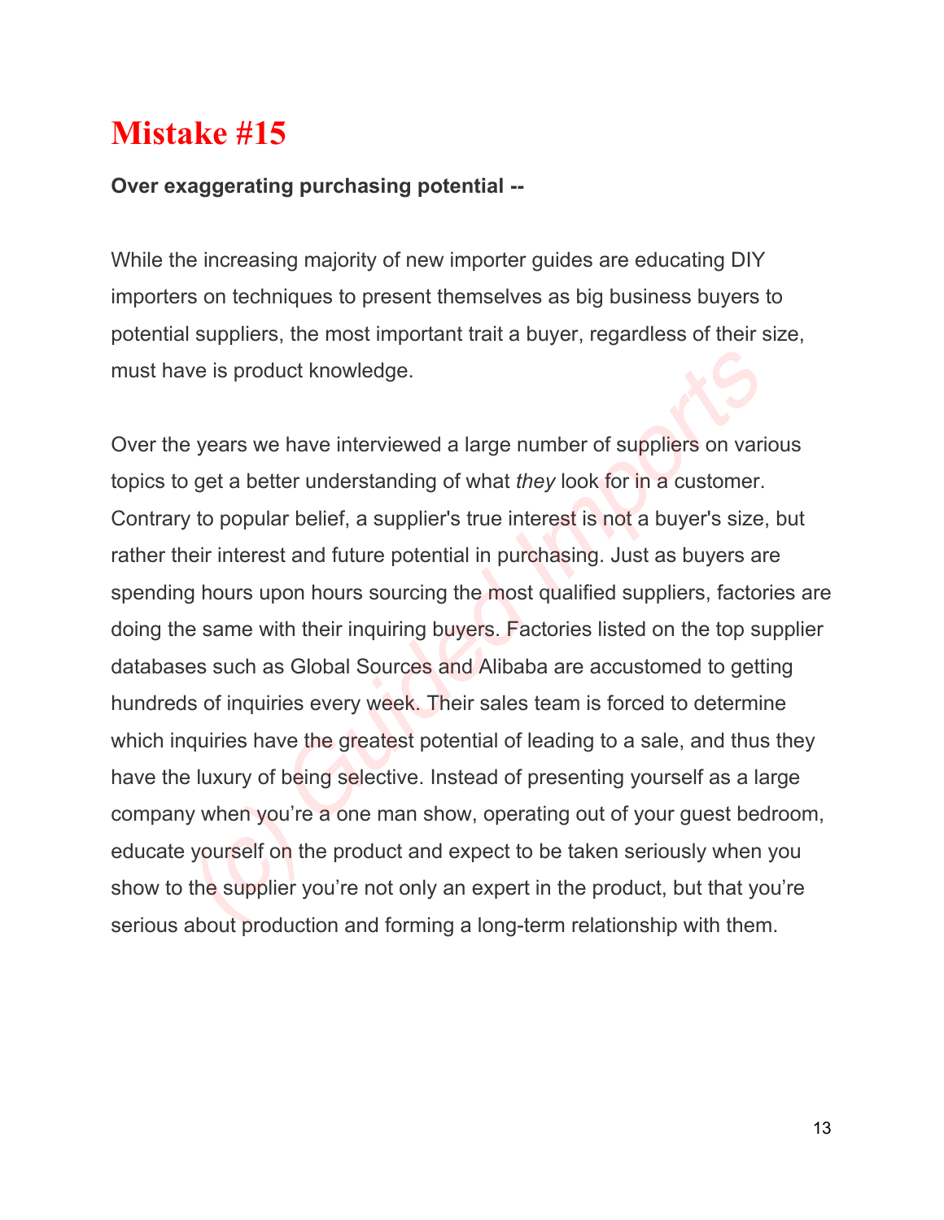# Mistake #15

**Over exaggerating purchasing potential --**

While the increasing majority of new importer guides are educating DIY importers on techniques to present themselves as big business buyers to potential suppliers, the most important trait a buyer, regardless of their size, must have is product knowledge.

Over the years we have interviewed a large number of suppliers on various topics to get a better understanding of what *they* look for in a customer. Contrary to popular belief, a supplier's true interest is not a buyer's size, but rather their interest and future potential in purchasing. Just as buyers are spending hours upon hours sourcing the most qualified suppliers, factories are doing the same with their inquiring buyers. Factories listed on the top supplier databases such as Global Sources and Alibaba are accustomed to getting hundreds of inquiries every week. Their sales team is forced to determine which inquiries have the greatest potential of leading to a sale, and thus they have the luxury of being selective. Instead of presenting yourself as a large company when you're a one man show, operating out of your guest bedroom, educate yourself on the product and expect to be taken seriously when you show to the supplier you're not only an expert in the product, but that you're serious about production and forming a long-term relationship with them.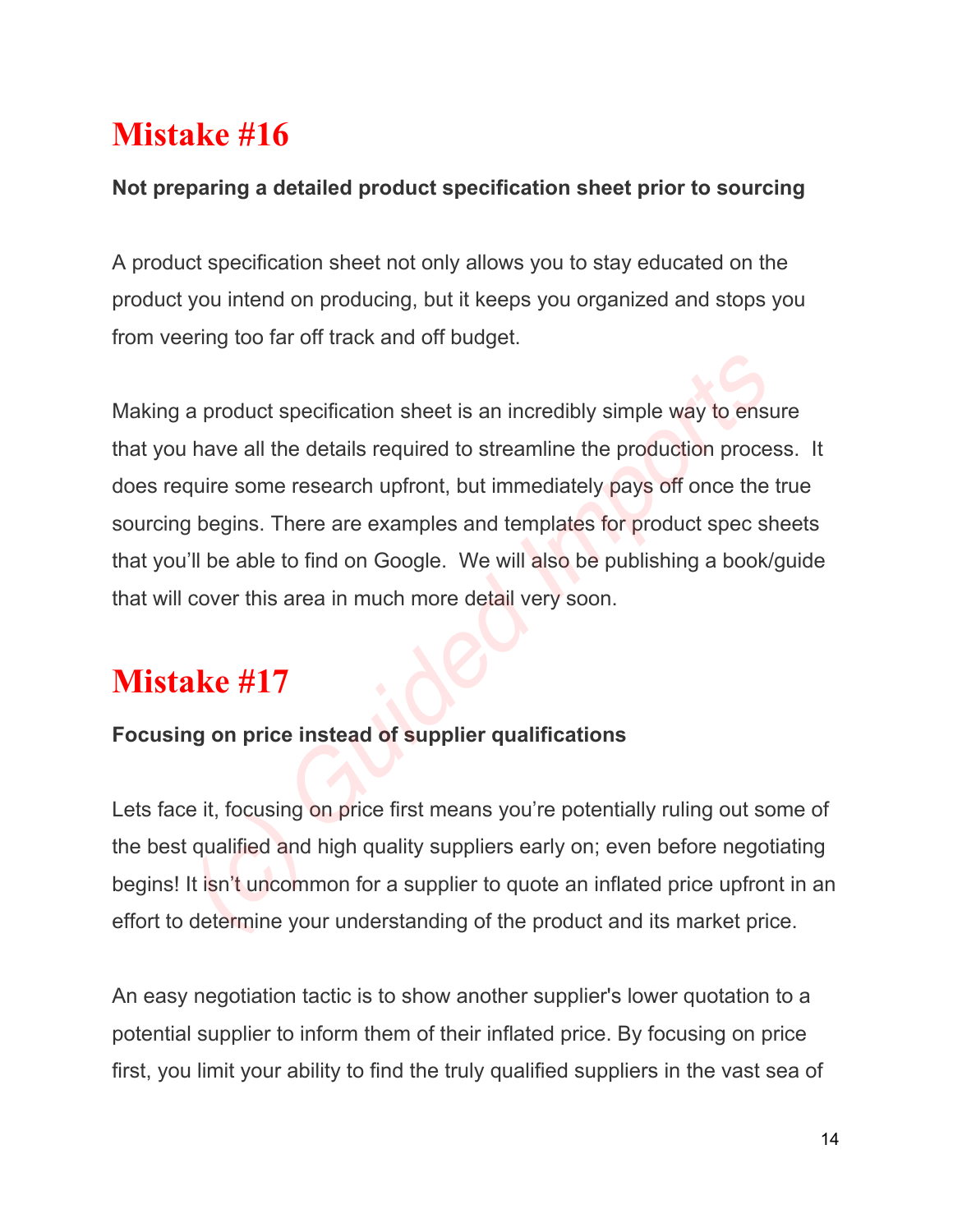# Mistake #16

**Not preparing a detailed product specification sheet prior to sourcing**

A product specification sheet not only allows you to stay educated on the product you intend on producing, but it keeps you organized and stops you from veering too far off track and off budget.

Making a product specification sheet is an incredibly simple way to ensure that you have all the details required to streamline the production process. It does require some research upfront, but immediately pays off once the true sourcing begins. There are examples and templates for product spec sheets that you'll be able to find on Google. We will also be publishing a book/guide that will cover this area in much more detail very soon.

# Mistake #17

**Focusing on price instead of supplier qualifications**

Lets face it, focusing on price first means you're potentially ruling out some of the best qualified and high quality suppliers early on; even before negotiating begins! It isn't uncommon for a supplier to quote an inflated price upfront in an effort to determine your understanding of the product and its market price.

An easy negotiation tactic is to show another supplier's lower quotation to a potential supplier to inform them of their inflated price. By focusing on price first, you limit your ability to find the truly qualified suppliers in the vast sea of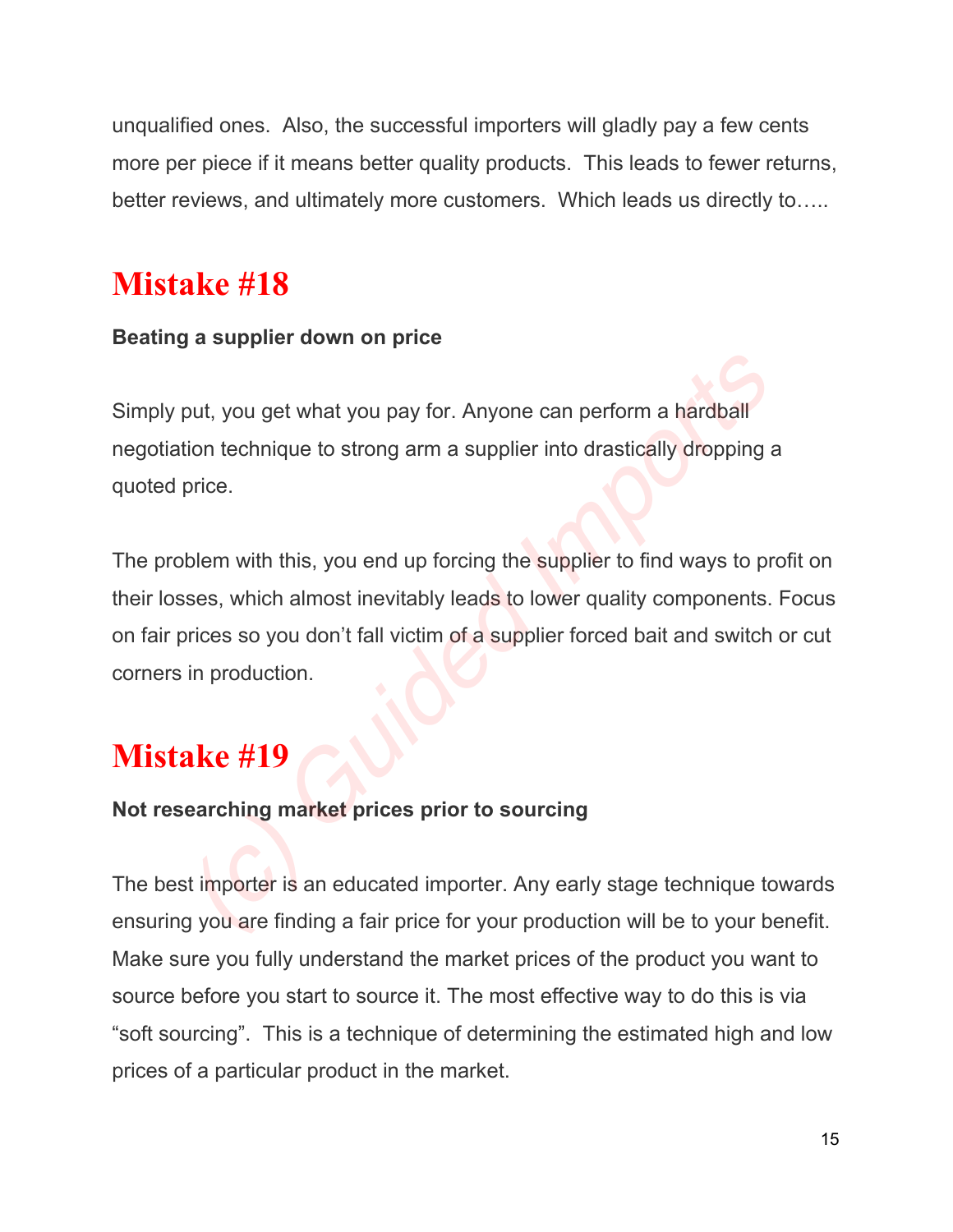unqualified ones.  Also, the successful importers will gladly pay a few cents more per piece if it means better quality products.  This leads to fewer returns, better reviews, and ultimately more customers.  Which leads us directly to…..

## Mistake #18

**Beating a supplier down on price**

Simply put, you get what you pay for. Anyone can perform a hardball negotiation technique to strong arm a supplier into drastically dropping a quoted price.

The problem with this, you end up forcing the supplier to find ways to profit on their losses, which almost inevitably leads to lower quality components. Focus on fair prices so you don't fall victim of a supplier forced bait and switch or cut corners in production.

## Mistake #19

**Not researching market prices prior to sourcing**

The best importer is an educated importer. Any early stage technique towards ensuring you are finding a fair price for your production will be to your benefit. Make sure you fully understand the market prices of the product you want to source before you start to source it. The most effective way to do this is via "soft sourcing".  This is a technique of determining the estimated high and low prices of a particular product in the market.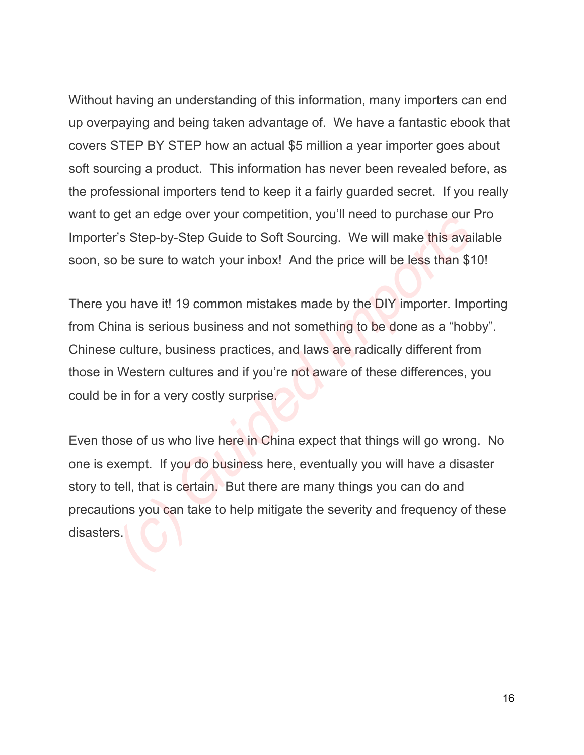Without having an understanding of this information, many importers can end up overpaying and being taken advantage of.  We have a fantastic ebook that covers STEP BY STEP how an actual $5 million a year importer goes about soft sourcing a product.  This information has never been revealed before, as the professional importers tend to keep it a fairly guarded secret.  If you really want to get an edge over your competition, you'll need to purchase our Pro Importer's Step-by-Step Guide to Soft Sourcing.  We will make this available soon, so be sure to watch your inbox!  And the price will be less than $10!

There you have it! 19 common mistakes made by the DIY importer. Importing from China is serious business and not something to be done as a "hobby". Chinese culture, business practices, and laws are radically different from those in Western cultures and if you're not aware of these differences, you could be in for a very costly surprise.

Even those of us who live here in China expect that things will go wrong.  No one is exempt.  If you do business here, eventually you will have a disaster story to tell, that is certain.  But there are many things you can do and precautions you can take to help mitigate the severity and frequency of these disasters.